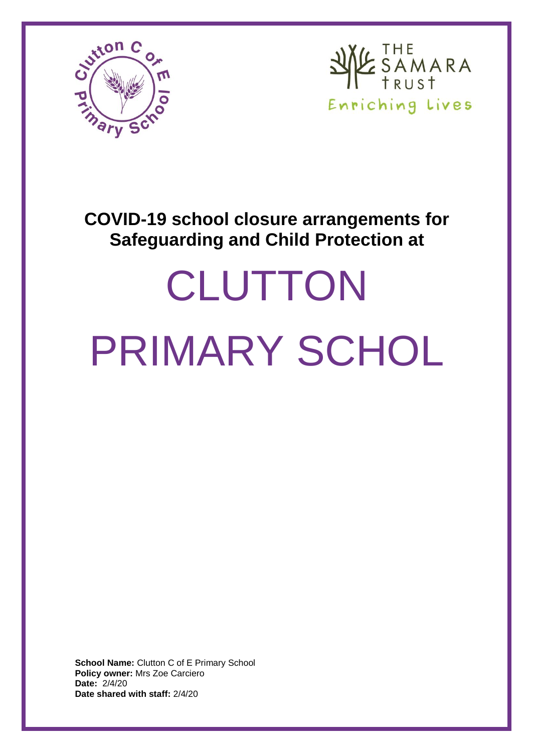# COVID-19 school closure arrangements for Safeguarding and Child Protection at

# CLUTTON PRIMARY SCHOL

**School Name:** Clutton C of E Primary School
**Policy owner:** Mrs Zoe Carciero
**Date:** 2/4/20
**Date shared with staff:** 2/4/20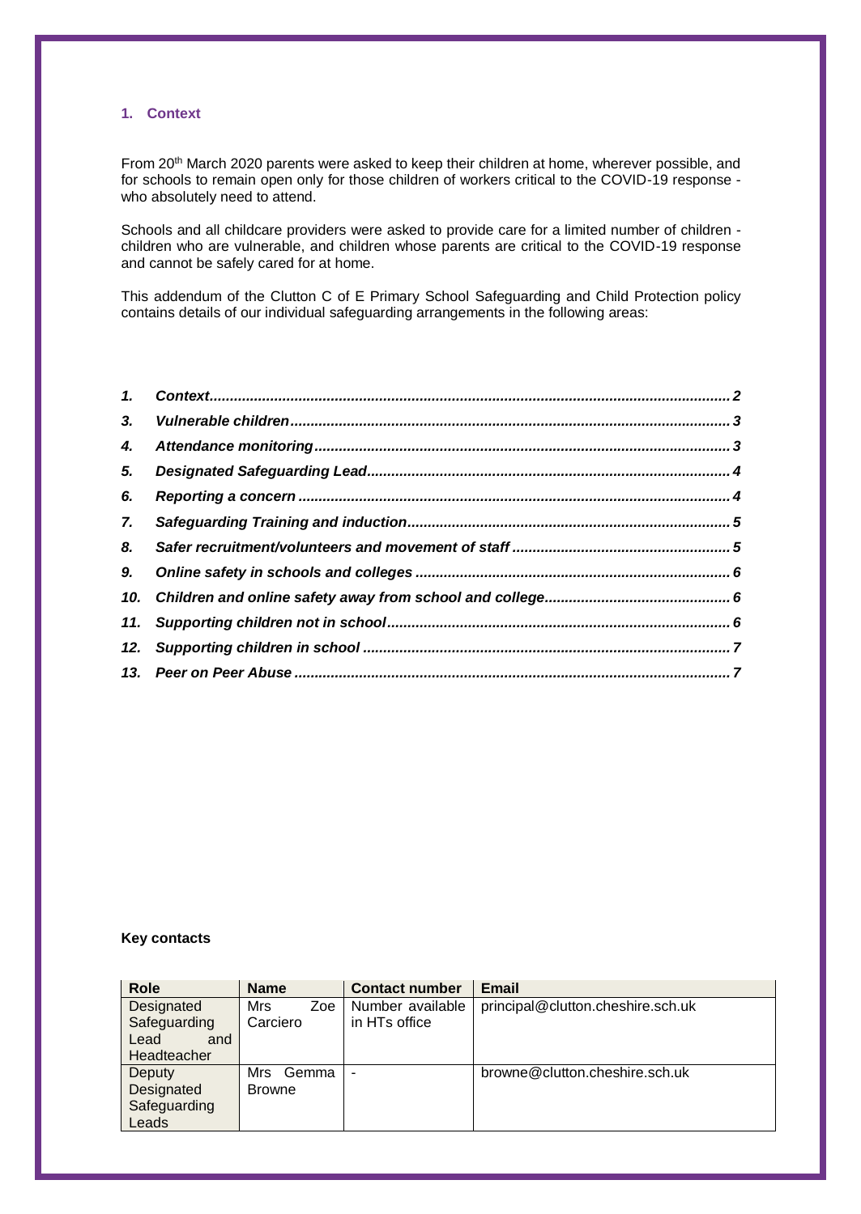## 1. Context

From 20th March 2020 parents were asked to keep their children at home, wherever possible, and for schools to remain open only for those children of workers critical to the COVID-19 response - who absolutely need to attend.

Schools and all childcare providers were asked to provide care for a limited number of children - children who are vulnerable, and children whose parents are critical to the COVID-19 response and cannot be safely cared for at home.

This addendum of the Clutton C of E Primary School Safeguarding and Child Protection policy contains details of our individual safeguarding arrangements in the following areas:

*1. Context ........ 2*
*3. Vulnerable children ........ 3*
*4. Attendance monitoring ........ 3*
*5. Designated Safeguarding Lead ........ 4*
*6. Reporting a concern ........ 4*
*7. Safeguarding Training and induction ........ 5*
*8. Safer recruitment/volunteers and movement of staff ........ 5*
*9. Online safety in schools and colleges ........ 6*
*10. Children and online safety away from school and college ........ 6*
*11. Supporting children not in school ........ 6*
*12. Supporting children in school ........ 7*
*13. Peer on Peer Abuse ........ 7*

**Key contacts**

| Role | Name | Contact number | Email |
|---|---|---|---|
| Designated Safeguarding Lead and Headteacher | Mrs Zoe Carciero | Number available in HTs office | principal@clutton.cheshire.sch.uk |
| Deputy Designated Safeguarding Leads | Mrs Gemma Browne | - | browne@clutton.cheshire.sch.uk |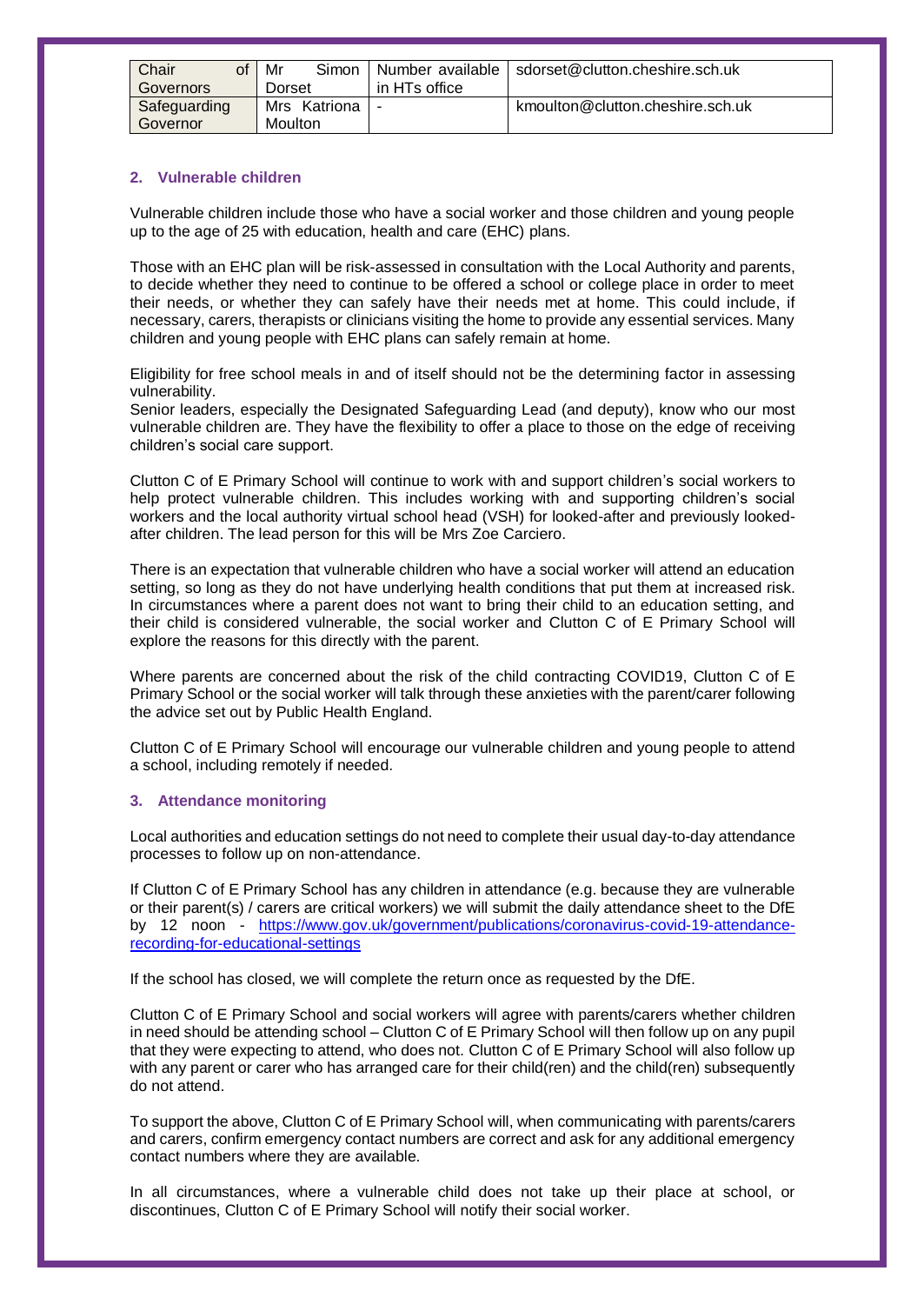| Chair of Governors | Mr Simon Dorset | Number available in HTs office | sdorset@clutton.cheshire.sch.uk |
|---|---|---|---|
| Safeguarding Governor | Mrs Katriona Moulton | - | kmoulton@clutton.cheshire.sch.uk |

## 2. Vulnerable children

Vulnerable children include those who have a social worker and those children and young people up to the age of 25 with education, health and care (EHC) plans.

Those with an EHC plan will be risk-assessed in consultation with the Local Authority and parents, to decide whether they need to continue to be offered a school or college place in order to meet their needs, or whether they can safely have their needs met at home. This could include, if necessary, carers, therapists or clinicians visiting the home to provide any essential services. Many children and young people with EHC plans can safely remain at home.

Eligibility for free school meals in and of itself should not be the determining factor in assessing vulnerability.
Senior leaders, especially the Designated Safeguarding Lead (and deputy), know who our most vulnerable children are. They have the flexibility to offer a place to those on the edge of receiving children's social care support.

Clutton C of E Primary School will continue to work with and support children's social workers to help protect vulnerable children. This includes working with and supporting children's social workers and the local authority virtual school head (VSH) for looked-after and previously looked-after children. The lead person for this will be Mrs Zoe Carciero.

There is an expectation that vulnerable children who have a social worker will attend an education setting, so long as they do not have underlying health conditions that put them at increased risk. In circumstances where a parent does not want to bring their child to an education setting, and their child is considered vulnerable, the social worker and Clutton C of E Primary School will explore the reasons for this directly with the parent.

Where parents are concerned about the risk of the child contracting COVID19, Clutton C of E Primary School or the social worker will talk through these anxieties with the parent/carer following the advice set out by Public Health England.

Clutton C of E Primary School will encourage our vulnerable children and young people to attend a school, including remotely if needed.

## 3. Attendance monitoring

Local authorities and education settings do not need to complete their usual day-to-day attendance processes to follow up on non-attendance.

If Clutton C of E Primary School has any children in attendance (e.g. because they are vulnerable or their parent(s) / carers are critical workers) we will submit the daily attendance sheet to the DfE by 12 noon - [https://www.gov.uk/government/publications/coronavirus-covid-19-attendance-recording-for-educational-settings](https://www.gov.uk/government/publications/coronavirus-covid-19-attendance-recording-for-educational-settings)

If the school has closed, we will complete the return once as requested by the DfE.

Clutton C of E Primary School and social workers will agree with parents/carers whether children in need should be attending school – Clutton C of E Primary School will then follow up on any pupil that they were expecting to attend, who does not. Clutton C of E Primary School will also follow up with any parent or carer who has arranged care for their child(ren) and the child(ren) subsequently do not attend.

To support the above, Clutton C of E Primary School will, when communicating with parents/carers and carers, confirm emergency contact numbers are correct and ask for any additional emergency contact numbers where they are available.

In all circumstances, where a vulnerable child does not take up their place at school, or discontinues, Clutton C of E Primary School will notify their social worker.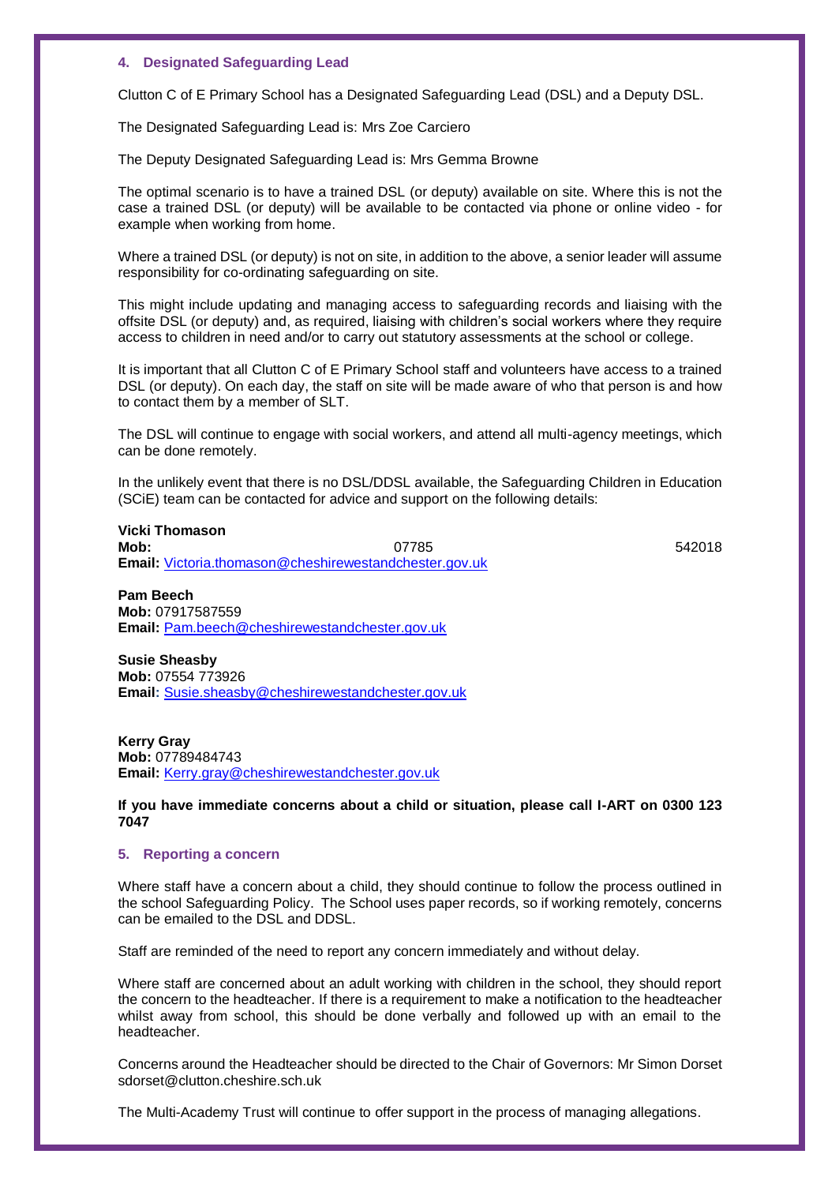## 4. Designated Safeguarding Lead

Clutton C of E Primary School has a Designated Safeguarding Lead (DSL) and a Deputy DSL.

The Designated Safeguarding Lead is: Mrs Zoe Carciero

The Deputy Designated Safeguarding Lead is: Mrs Gemma Browne

The optimal scenario is to have a trained DSL (or deputy) available on site. Where this is not the case a trained DSL (or deputy) will be available to be contacted via phone or online video - for example when working from home.

Where a trained DSL (or deputy) is not on site, in addition to the above, a senior leader will assume responsibility for co-ordinating safeguarding on site.

This might include updating and managing access to safeguarding records and liaising with the offsite DSL (or deputy) and, as required, liaising with children's social workers where they require access to children in need and/or to carry out statutory assessments at the school or college.

It is important that all Clutton C of E Primary School staff and volunteers have access to a trained DSL (or deputy). On each day, the staff on site will be made aware of who that person is and how to contact them by a member of SLT.

The DSL will continue to engage with social workers, and attend all multi-agency meetings, which can be done remotely.

In the unlikely event that there is no DSL/DDSL available, the Safeguarding Children in Education (SCiE) team can be contacted for advice and support on the following details:

**Vicki Thomason**
**Mob:** 07785 542018
**Email:** Victoria.thomason@cheshirewestandchester.gov.uk

**Pam Beech**
**Mob:** 07917587559
**Email:** Pam.beech@cheshirewestandchester.gov.uk

**Susie Sheasby**
**Mob:** 07554 773926
**Email:** Susie.sheasby@cheshirewestandchester.gov.uk

**Kerry Gray**
**Mob:** 07789484743
**Email:** Kerry.gray@cheshirewestandchester.gov.uk

**If you have immediate concerns about a child or situation, please call I-ART on 0300 123 7047**

## 5. Reporting a concern

Where staff have a concern about a child, they should continue to follow the process outlined in the school Safeguarding Policy. The School uses paper records, so if working remotely, concerns can be emailed to the DSL and DDSL.

Staff are reminded of the need to report any concern immediately and without delay.

Where staff are concerned about an adult working with children in the school, they should report the concern to the headteacher. If there is a requirement to make a notification to the headteacher whilst away from school, this should be done verbally and followed up with an email to the headteacher.

Concerns around the Headteacher should be directed to the Chair of Governors: Mr Simon Dorset sdorset@clutton.cheshire.sch.uk

The Multi-Academy Trust will continue to offer support in the process of managing allegations.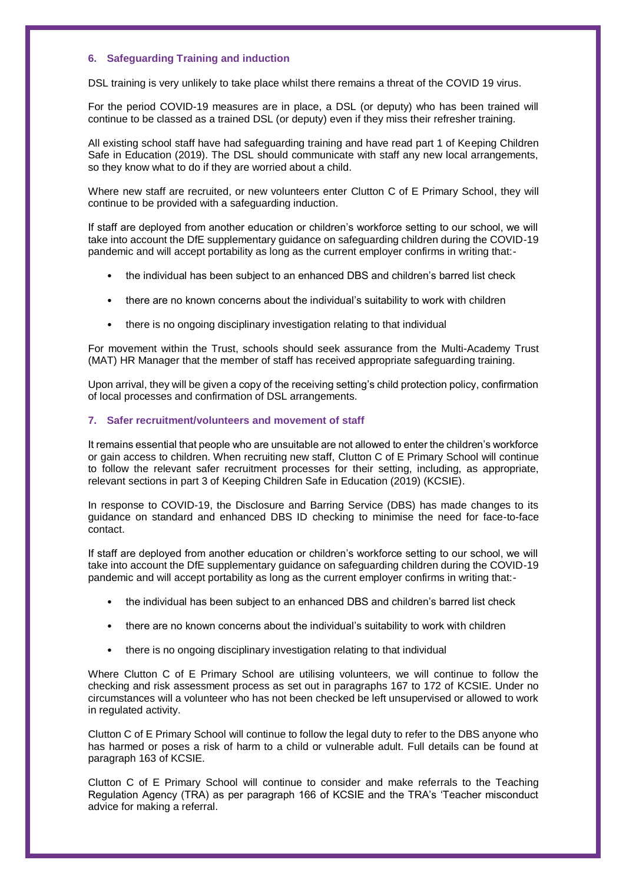## 6. Safeguarding Training and induction

DSL training is very unlikely to take place whilst there remains a threat of the COVID 19 virus.

For the period COVID-19 measures are in place, a DSL (or deputy) who has been trained will continue to be classed as a trained DSL (or deputy) even if they miss their refresher training.

All existing school staff have had safeguarding training and have read part 1 of Keeping Children Safe in Education (2019). The DSL should communicate with staff any new local arrangements, so they know what to do if they are worried about a child.

Where new staff are recruited, or new volunteers enter Clutton C of E Primary School, they will continue to be provided with a safeguarding induction.

If staff are deployed from another education or children's workforce setting to our school, we will take into account the DfE supplementary guidance on safeguarding children during the COVID-19 pandemic and will accept portability as long as the current employer confirms in writing that:-

- the individual has been subject to an enhanced DBS and children's barred list check
- there are no known concerns about the individual's suitability to work with children
- there is no ongoing disciplinary investigation relating to that individual

For movement within the Trust, schools should seek assurance from the Multi-Academy Trust (MAT) HR Manager that the member of staff has received appropriate safeguarding training.

Upon arrival, they will be given a copy of the receiving setting's child protection policy, confirmation of local processes and confirmation of DSL arrangements.

## 7. Safer recruitment/volunteers and movement of staff

It remains essential that people who are unsuitable are not allowed to enter the children's workforce or gain access to children. When recruiting new staff, Clutton C of E Primary School will continue to follow the relevant safer recruitment processes for their setting, including, as appropriate, relevant sections in part 3 of Keeping Children Safe in Education (2019) (KCSIE).

In response to COVID-19, the Disclosure and Barring Service (DBS) has made changes to its guidance on standard and enhanced DBS ID checking to minimise the need for face-to-face contact.

If staff are deployed from another education or children's workforce setting to our school, we will take into account the DfE supplementary guidance on safeguarding children during the COVID-19 pandemic and will accept portability as long as the current employer confirms in writing that:-

- the individual has been subject to an enhanced DBS and children's barred list check
- there are no known concerns about the individual's suitability to work with children
- there is no ongoing disciplinary investigation relating to that individual

Where Clutton C of E Primary School are utilising volunteers, we will continue to follow the checking and risk assessment process as set out in paragraphs 167 to 172 of KCSIE. Under no circumstances will a volunteer who has not been checked be left unsupervised or allowed to work in regulated activity.

Clutton C of E Primary School will continue to follow the legal duty to refer to the DBS anyone who has harmed or poses a risk of harm to a child or vulnerable adult. Full details can be found at paragraph 163 of KCSIE.

Clutton C of E Primary School will continue to consider and make referrals to the Teaching Regulation Agency (TRA) as per paragraph 166 of KCSIE and the TRA's 'Teacher misconduct advice for making a referral.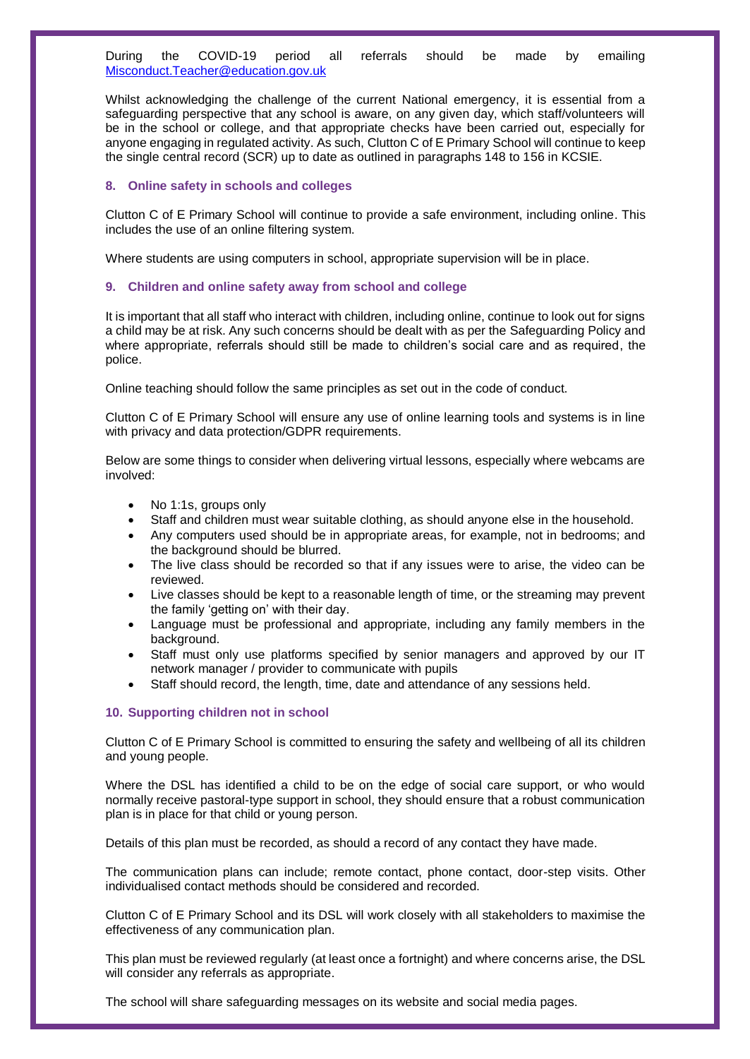During the COVID-19 period all referrals should be made by emailing [Misconduct.Teacher@education.gov.uk](mailto:Misconduct.Teacher@education.gov.uk)

Whilst acknowledging the challenge of the current National emergency, it is essential from a safeguarding perspective that any school is aware, on any given day, which staff/volunteers will be in the school or college, and that appropriate checks have been carried out, especially for anyone engaging in regulated activity. As such, Clutton C of E Primary School will continue to keep the single central record (SCR) up to date as outlined in paragraphs 148 to 156 in KCSIE.

### 8. Online safety in schools and colleges

Clutton C of E Primary School will continue to provide a safe environment, including online. This includes the use of an online filtering system.

Where students are using computers in school, appropriate supervision will be in place.

### 9. Children and online safety away from school and college

It is important that all staff who interact with children, including online, continue to look out for signs a child may be at risk. Any such concerns should be dealt with as per the Safeguarding Policy and where appropriate, referrals should still be made to children's social care and as required, the police.

Online teaching should follow the same principles as set out in the code of conduct.

Clutton C of E Primary School will ensure any use of online learning tools and systems is in line with privacy and data protection/GDPR requirements.

Below are some things to consider when delivering virtual lessons, especially where webcams are involved:

- No 1:1s, groups only
- Staff and children must wear suitable clothing, as should anyone else in the household.
- Any computers used should be in appropriate areas, for example, not in bedrooms; and the background should be blurred.
- The live class should be recorded so that if any issues were to arise, the video can be reviewed.
- Live classes should be kept to a reasonable length of time, or the streaming may prevent the family 'getting on' with their day.
- Language must be professional and appropriate, including any family members in the background.
- Staff must only use platforms specified by senior managers and approved by our IT network manager / provider to communicate with pupils
- Staff should record, the length, time, date and attendance of any sessions held.

### 10. Supporting children not in school

Clutton C of E Primary School is committed to ensuring the safety and wellbeing of all its children and young people.

Where the DSL has identified a child to be on the edge of social care support, or who would normally receive pastoral-type support in school, they should ensure that a robust communication plan is in place for that child or young person.

Details of this plan must be recorded, as should a record of any contact they have made.

The communication plans can include; remote contact, phone contact, door-step visits. Other individualised contact methods should be considered and recorded.

Clutton C of E Primary School and its DSL will work closely with all stakeholders to maximise the effectiveness of any communication plan.

This plan must be reviewed regularly (at least once a fortnight) and where concerns arise, the DSL will consider any referrals as appropriate.

The school will share safeguarding messages on its website and social media pages.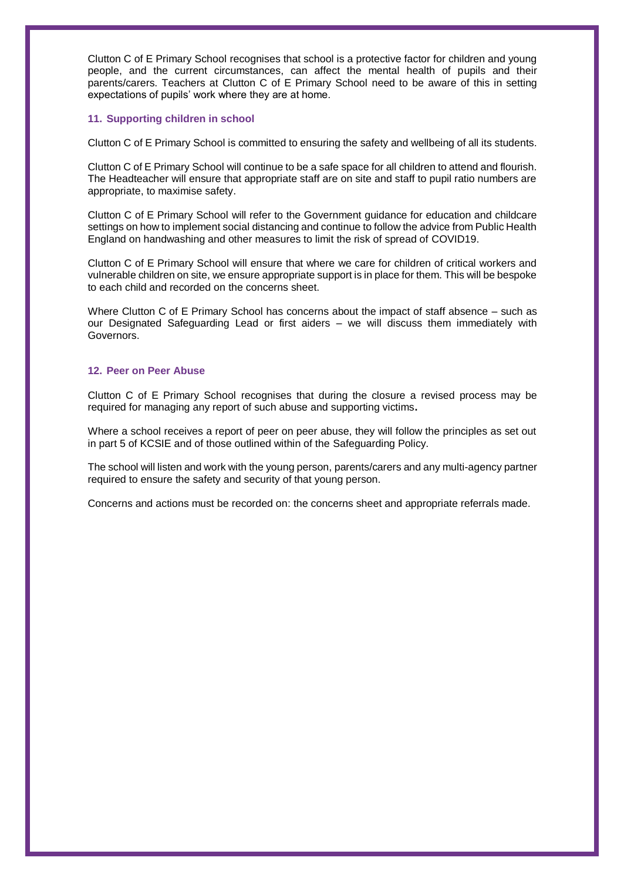Clutton C of E Primary School recognises that school is a protective factor for children and young people, and the current circumstances, can affect the mental health of pupils and their parents/carers. Teachers at Clutton C of E Primary School need to be aware of this in setting expectations of pupils' work where they are at home.

### 11. Supporting children in school

Clutton C of E Primary School is committed to ensuring the safety and wellbeing of all its students.

Clutton C of E Primary School will continue to be a safe space for all children to attend and flourish. The Headteacher will ensure that appropriate staff are on site and staff to pupil ratio numbers are appropriate, to maximise safety.

Clutton C of E Primary School will refer to the Government guidance for education and childcare settings on how to implement social distancing and continue to follow the advice from Public Health England on handwashing and other measures to limit the risk of spread of COVID19.

Clutton C of E Primary School will ensure that where we care for children of critical workers and vulnerable children on site, we ensure appropriate support is in place for them. This will be bespoke to each child and recorded on the concerns sheet.

Where Clutton C of E Primary School has concerns about the impact of staff absence – such as our Designated Safeguarding Lead or first aiders – we will discuss them immediately with Governors.

### 12. Peer on Peer Abuse

Clutton C of E Primary School recognises that during the closure a revised process may be required for managing any report of such abuse and supporting victims**.**

Where a school receives a report of peer on peer abuse, they will follow the principles as set out in part 5 of KCSIE and of those outlined within of the Safeguarding Policy.

The school will listen and work with the young person, parents/carers and any multi-agency partner required to ensure the safety and security of that young person.

Concerns and actions must be recorded on: the concerns sheet and appropriate referrals made.